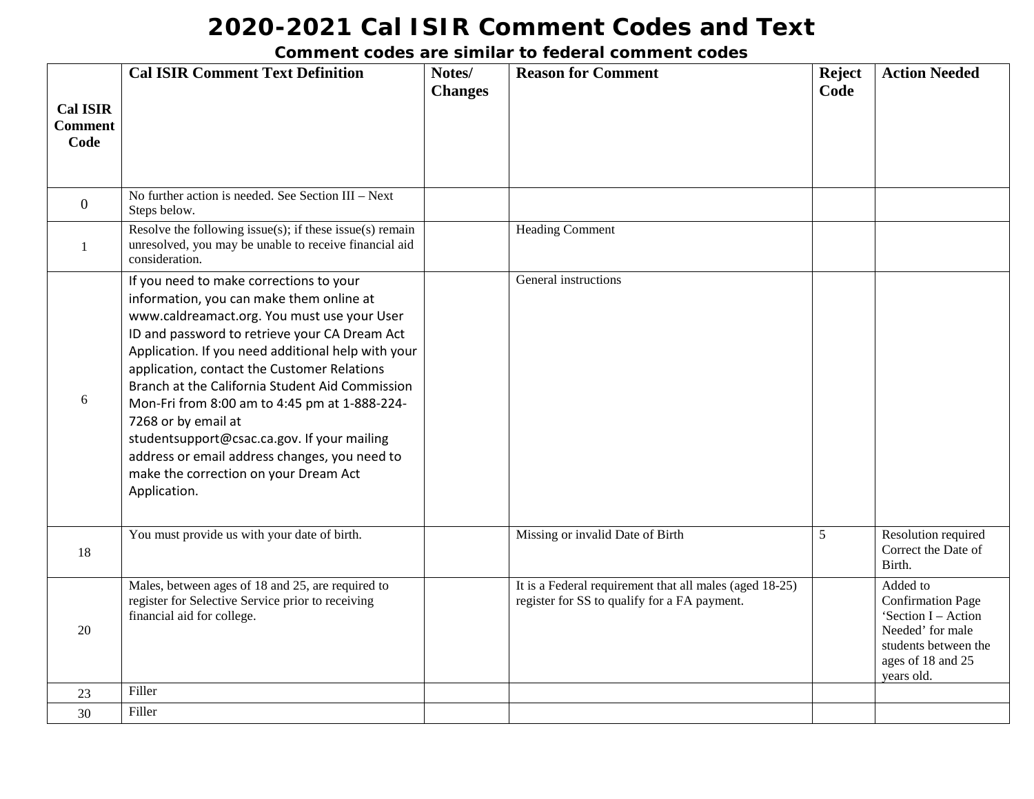# 2020-2021 Cal ISIR Comment Codes and Text

**Comment codes are similar to federal comment codes**

| Cal ISIR Comment Code | Cal ISIR Comment Text Definition | Notes/ Changes | Reason for Comment | Reject Code | Action Needed |
|---|---|---|---|---|---|
| 0 | No further action is needed. See Section III – Next Steps below. | | | | |
| 1 | Resolve the following issue(s); if these issue(s) remain unresolved, you may be unable to receive financial aid consideration. | | Heading Comment | | |
| 6 | If you need to make corrections to your information, you can make them online at www.caldreamact.org. You must use your User ID and password to retrieve your CA Dream Act Application. If you need additional help with your application, contact the Customer Relations Branch at the California Student Aid Commission Mon-Fri from 8:00 am to 4:45 pm at 1-888-224-7268 or by email at studentsupport@csac.ca.gov. If your mailing address or email address changes, you need to make the correction on your Dream Act Application. | | General instructions | | |
| 18 | You must provide us with your date of birth. | | Missing or invalid Date of Birth | 5 | Resolution required Correct the Date of Birth. |
| 20 | Males, between ages of 18 and 25, are required to register for Selective Service prior to receiving financial aid for college. | | It is a Federal requirement that all males (aged 18-25) register for SS to qualify for a FA payment. | | Added to Confirmation Page 'Section I – Action Needed' for male students between the ages of 18 and 25 years old. |
| 23 | Filler | | | | |
| 30 | Filler | | | | |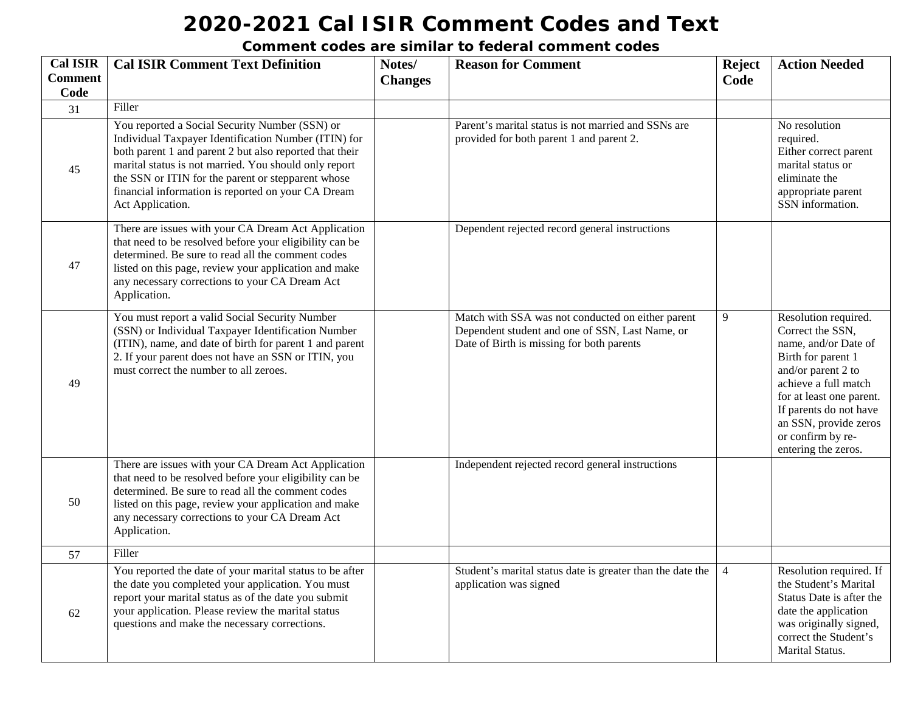# 2020-2021 Cal ISIR Comment Codes and Text

**Comment codes are similar to federal comment codes**

| Cal ISIR Comment Code | Cal ISIR Comment Text Definition | Notes/ Changes | Reason for Comment | Reject Code | Action Needed |
|---|---|---|---|---|---|
| 31 | Filler | | | | |
| 45 | You reported a Social Security Number (SSN) or Individual Taxpayer Identification Number (ITIN) for both parent 1 and parent 2 but also reported that their marital status is not married. You should only report the SSN or ITIN for the parent or stepparent whose financial information is reported on your CA Dream Act Application. | | Parent's marital status is not married and SSNs are provided for both parent 1 and parent 2. | | No resolution required. Either correct parent marital status or eliminate the appropriate parent SSN information. |
| 47 | There are issues with your CA Dream Act Application that need to be resolved before your eligibility can be determined. Be sure to read all the comment codes listed on this page, review your application and make any necessary corrections to your CA Dream Act Application. | | Dependent rejected record general instructions | | |
| 49 | You must report a valid Social Security Number (SSN) or Individual Taxpayer Identification Number (ITIN), name, and date of birth for parent 1 and parent 2. If your parent does not have an SSN or ITIN, you must correct the number to all zeroes. | | Match with SSA was not conducted on either parent Dependent student and one of SSN, Last Name, or Date of Birth is missing for both parents | 9 | Resolution required. Correct the SSN, name, and/or Date of Birth for parent 1 and/or parent 2 to achieve a full match for at least one parent. If parents do not have an SSN, provide zeros or confirm by re-entering the zeros. |
| 50 | There are issues with your CA Dream Act Application that need to be resolved before your eligibility can be determined. Be sure to read all the comment codes listed on this page, review your application and make any necessary corrections to your CA Dream Act Application. | | Independent rejected record general instructions | | |
| 57 | Filler | | | | |
| 62 | You reported the date of your marital status to be after the date you completed your application. You must report your marital status as of the date you submit your application. Please review the marital status questions and make the necessary corrections. | | Student's marital status date is greater than the date the application was signed | 4 | Resolution required. If the Student's Marital Status Date is after the date the application was originally signed, correct the Student's Marital Status. |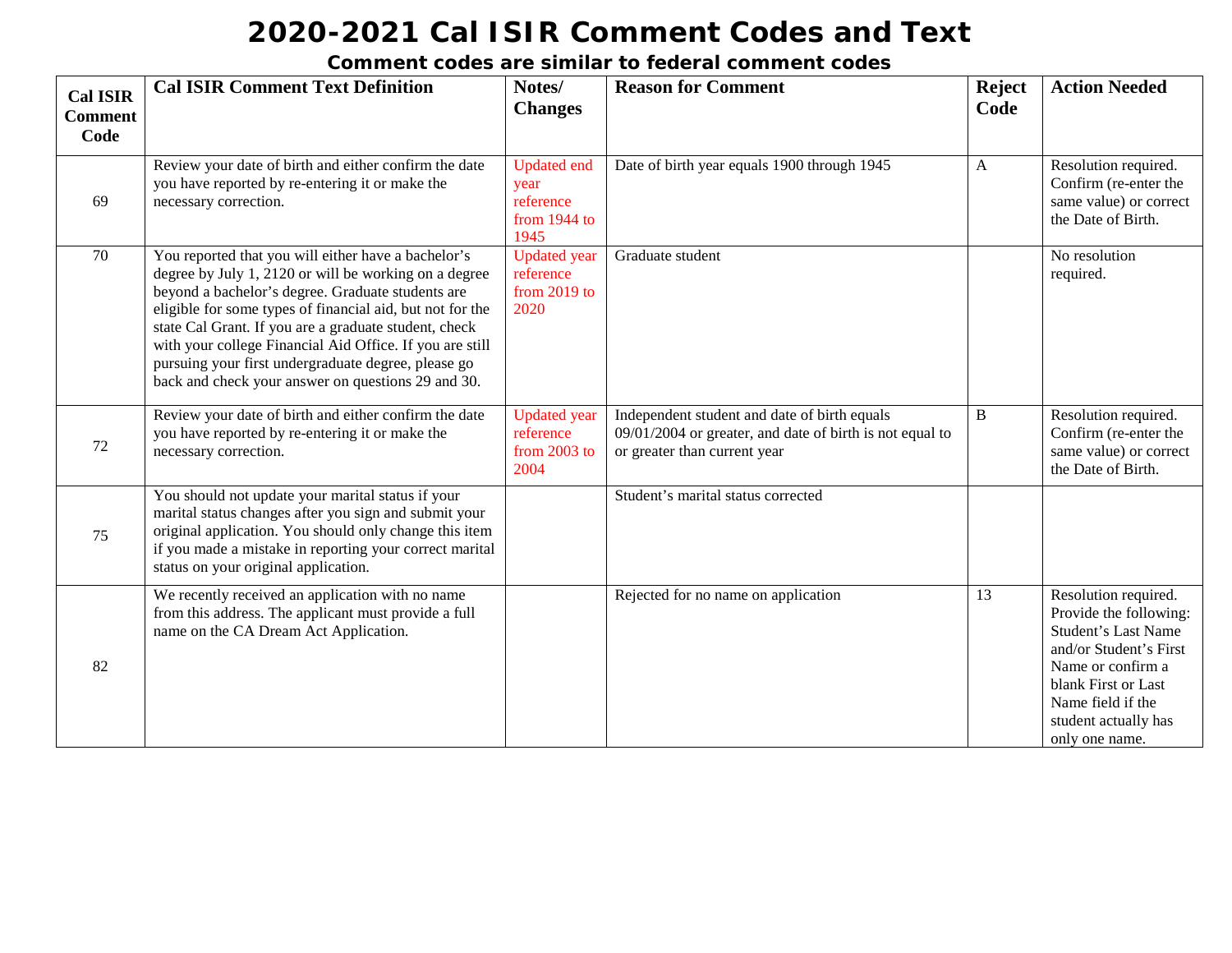# 2020-2021 Cal ISIR Comment Codes and Text

## Comment codes are similar to federal comment codes

| Cal ISIR Comment Code | Cal ISIR Comment Text Definition | Notes/ Changes | Reason for Comment | Reject Code | Action Needed |
|---|---|---|---|---|---|
| 69 | Review your date of birth and either confirm the date you have reported by re-entering it or make the necessary correction. | Updated end year reference from 1944 to 1945 | Date of birth year equals 1900 through 1945 | A | Resolution required. Confirm (re-enter the same value) or correct the Date of Birth. |
| 70 | You reported that you will either have a bachelor's degree by July 1, 2120 or will be working on a degree beyond a bachelor's degree. Graduate students are eligible for some types of financial aid, but not for the state Cal Grant. If you are a graduate student, check with your college Financial Aid Office. If you are still pursuing your first undergraduate degree, please go back and check your answer on questions 29 and 30. | Updated year reference from 2019 to 2020 | Graduate student | | No resolution required. |
| 72 | Review your date of birth and either confirm the date you have reported by re-entering it or make the necessary correction. | Updated year reference from 2003 to 2004 | Independent student and date of birth equals 09/01/2004 or greater, and date of birth is not equal to or greater than current year | B | Resolution required. Confirm (re-enter the same value) or correct the Date of Birth. |
| 75 | You should not update your marital status if your marital status changes after you sign and submit your original application. You should only change this item if you made a mistake in reporting your correct marital status on your original application. | | Student's marital status corrected | | |
| 82 | We recently received an application with no name from this address. The applicant must provide a full name on the CA Dream Act Application. | | Rejected for no name on application | 13 | Resolution required. Provide the following: Student's Last Name and/or Student's First Name or confirm a blank First or Last Name field if the student actually has only one name. |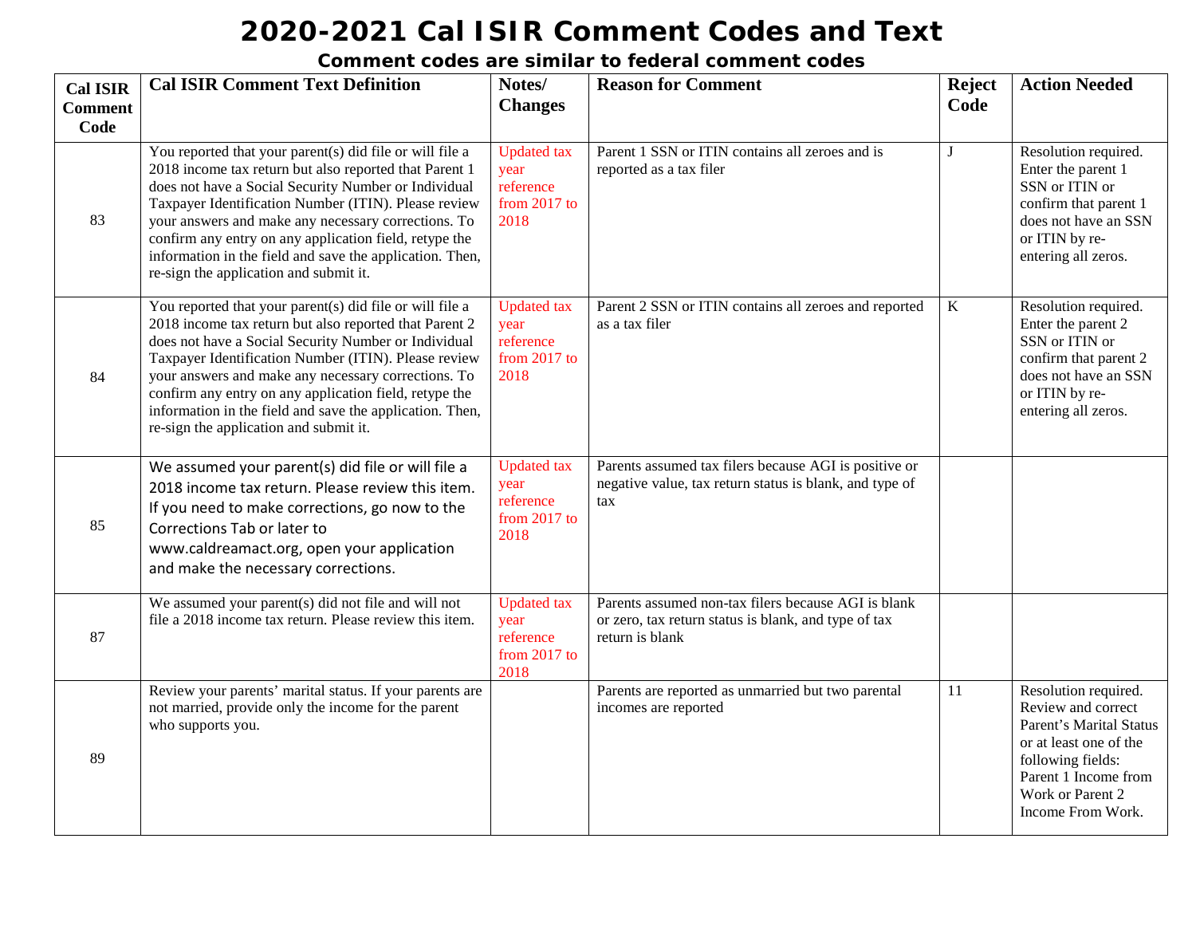# 2020-2021 Cal ISIR Comment Codes and Text

## Comment codes are similar to federal comment codes

| Cal ISIR Comment Code | Cal ISIR Comment Text Definition | Notes/ Changes | Reason for Comment | Reject Code | Action Needed |
| --- | --- | --- | --- | --- | --- |
| 83 | You reported that your parent(s) did file or will file a 2018 income tax return but also reported that Parent 1 does not have a Social Security Number or Individual Taxpayer Identification Number (ITIN). Please review your answers and make any necessary corrections. To confirm any entry on any application field, retype the information in the field and save the application. Then, re-sign the application and submit it. | Updated tax year reference from 2017 to 2018 | Parent 1 SSN or ITIN contains all zeroes and is reported as a tax filer | J | Resolution required. Enter the parent 1 SSN or ITIN or confirm that parent 1 does not have an SSN or ITIN by re-entering all zeros. |
| 84 | You reported that your parent(s) did file or will file a 2018 income tax return but also reported that Parent 2 does not have a Social Security Number or Individual Taxpayer Identification Number (ITIN). Please review your answers and make any necessary corrections. To confirm any entry on any application field, retype the information in the field and save the application. Then, re-sign the application and submit it. | Updated tax year reference from 2017 to 2018 | Parent 2 SSN or ITIN contains all zeroes and reported as a tax filer | K | Resolution required. Enter the parent 2 SSN or ITIN or confirm that parent 2 does not have an SSN or ITIN by re-entering all zeros. |
| 85 | We assumed your parent(s) did file or will file a 2018 income tax return. Please review this item. If you need to make corrections, go now to the Corrections Tab or later to www.caldreamact.org, open your application and make the necessary corrections. | Updated tax year reference from 2017 to 2018 | Parents assumed tax filers because AGI is positive or negative value, tax return status is blank, and type of tax | | |
| 87 | We assumed your parent(s) did not file and will not file a 2018 income tax return. Please review this item. | Updated tax year reference from 2017 to 2018 | Parents assumed non-tax filers because AGI is blank or zero, tax return status is blank, and type of tax return is blank | | |
| 89 | Review your parents' marital status. If your parents are not married, provide only the income for the parent who supports you. | | Parents are reported as unmarried but two parental incomes are reported | 11 | Resolution required. Review and correct Parent's Marital Status or at least one of the following fields: Parent 1 Income from Work or Parent 2 Income From Work. |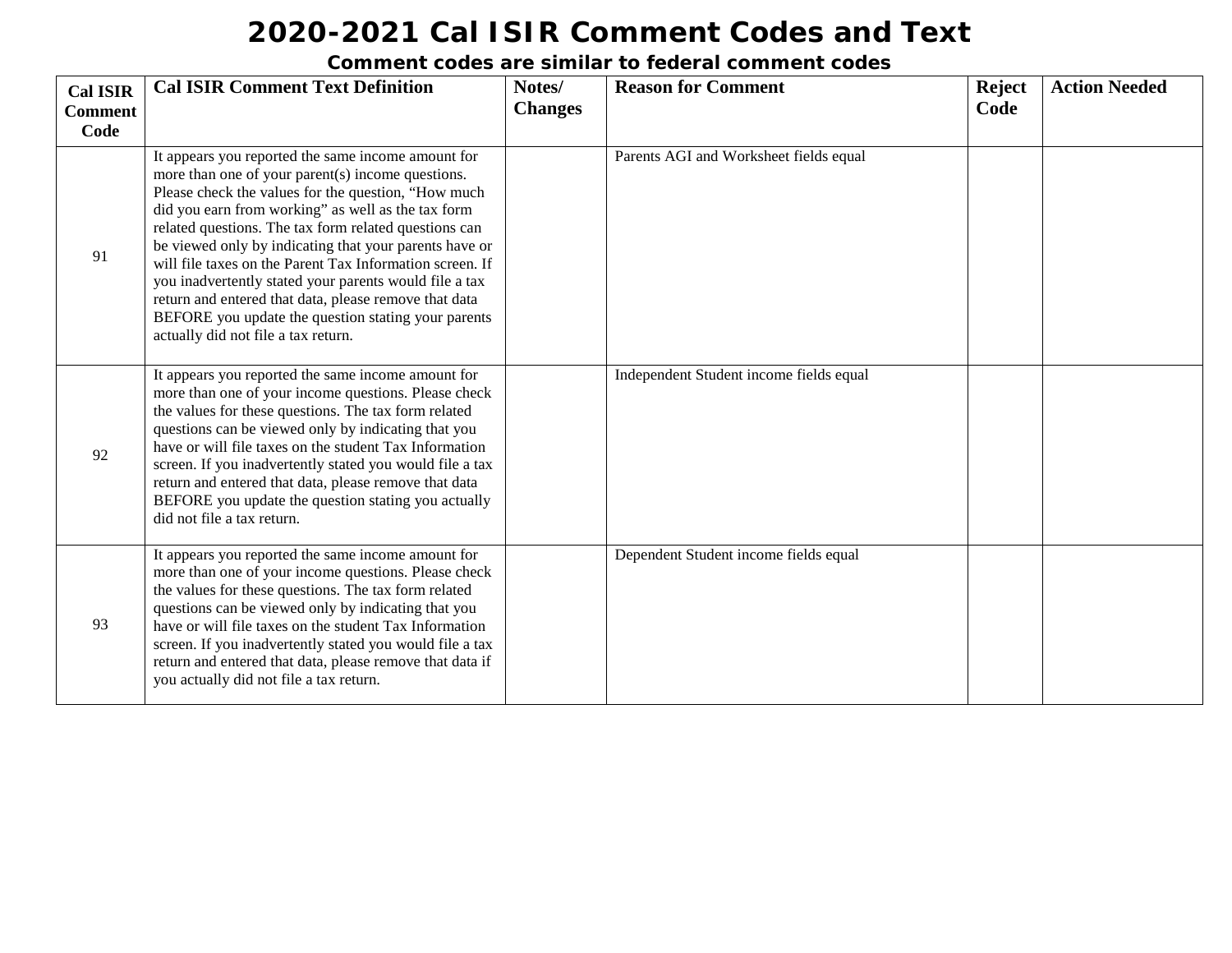# 2020-2021 Cal ISIR Comment Codes and Text

**Comment codes are similar to federal comment codes**

| Cal ISIR Comment Code | Cal ISIR Comment Text Definition | Notes/ Changes | Reason for Comment | Reject Code | Action Needed |
|---|---|---|---|---|---|
| 91 | It appears you reported the same income amount for more than one of your parent(s) income questions. Please check the values for the question, "How much did you earn from working" as well as the tax form related questions. The tax form related questions can be viewed only by indicating that your parents have or will file taxes on the Parent Tax Information screen. If you inadvertently stated your parents would file a tax return and entered that data, please remove that data BEFORE you update the question stating your parents actually did not file a tax return. | | Parents AGI and Worksheet fields equal | | |
| 92 | It appears you reported the same income amount for more than one of your income questions. Please check the values for these questions. The tax form related questions can be viewed only by indicating that you have or will file taxes on the student Tax Information screen. If you inadvertently stated you would file a tax return and entered that data, please remove that data BEFORE you update the question stating you actually did not file a tax return. | | Independent Student income fields equal | | |
| 93 | It appears you reported the same income amount for more than one of your income questions. Please check the values for these questions. The tax form related questions can be viewed only by indicating that you have or will file taxes on the student Tax Information screen. If you inadvertently stated you would file a tax return and entered that data, please remove that data if you actually did not file a tax return. | | Dependent Student income fields equal | | |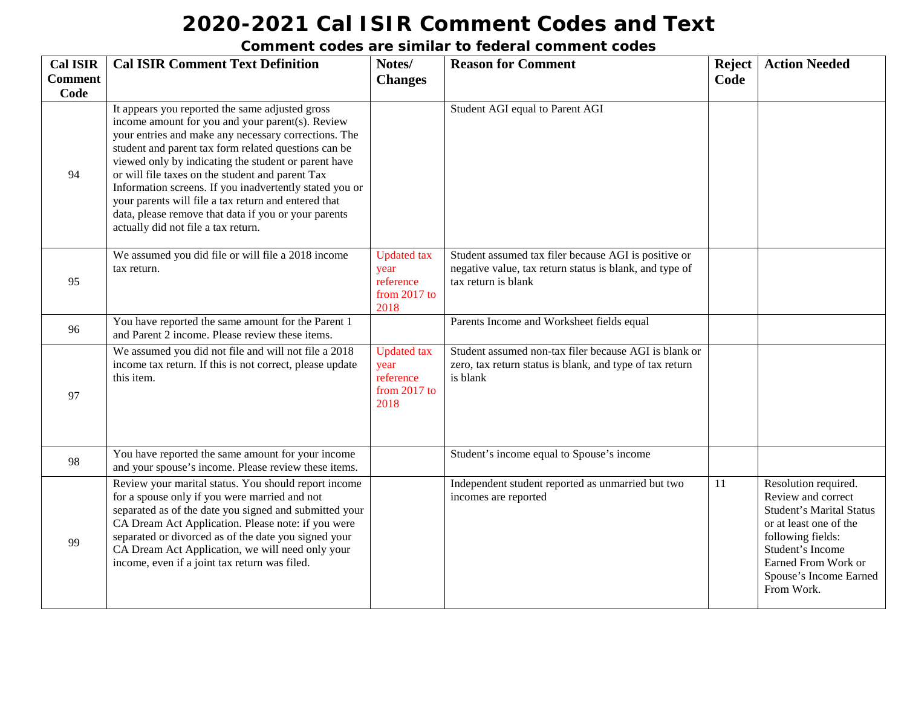# 2020-2021 Cal ISIR Comment Codes and Text

**Comment codes are similar to federal comment codes**

| Cal ISIR Comment Code | Cal ISIR Comment Text Definition | Notes/ Changes | Reason for Comment | Reject Code | Action Needed |
|---|---|---|---|---|---|
| 94 | It appears you reported the same adjusted gross income amount for you and your parent(s). Review your entries and make any necessary corrections. The student and parent tax form related questions can be viewed only by indicating the student or parent have or will file taxes on the student and parent Tax Information screens. If you inadvertently stated you or your parents will file a tax return and entered that data, please remove that data if you or your parents actually did not file a tax return. | | Student AGI equal to Parent AGI | | |
| 95 | We assumed you did file or will file a 2018 income tax return. | Updated tax year reference from 2017 to 2018 | Student assumed tax filer because AGI is positive or negative value, tax return status is blank, and type of tax return is blank | | |
| 96 | You have reported the same amount for the Parent 1 and Parent 2 income. Please review these items. | | Parents Income and Worksheet fields equal | | |
| 97 | We assumed you did not file and will not file a 2018 income tax return. If this is not correct, please update this item. | Updated tax year reference from 2017 to 2018 | Student assumed non-tax filer because AGI is blank or zero, tax return status is blank, and type of tax return is blank | | |
| 98 | You have reported the same amount for your income and your spouse's income. Please review these items. | | Student's income equal to Spouse's income | | |
| 99 | Review your marital status. You should report income for a spouse only if you were married and not separated as of the date you signed and submitted your CA Dream Act Application. Please note: if you were separated or divorced as of the date you signed your CA Dream Act Application, we will need only your income, even if a joint tax return was filed. | | Independent student reported as unmarried but two incomes are reported | 11 | Resolution required. Review and correct Student's Marital Status or at least one of the following fields: Student's Income Earned From Work or Spouse's Income Earned From Work. |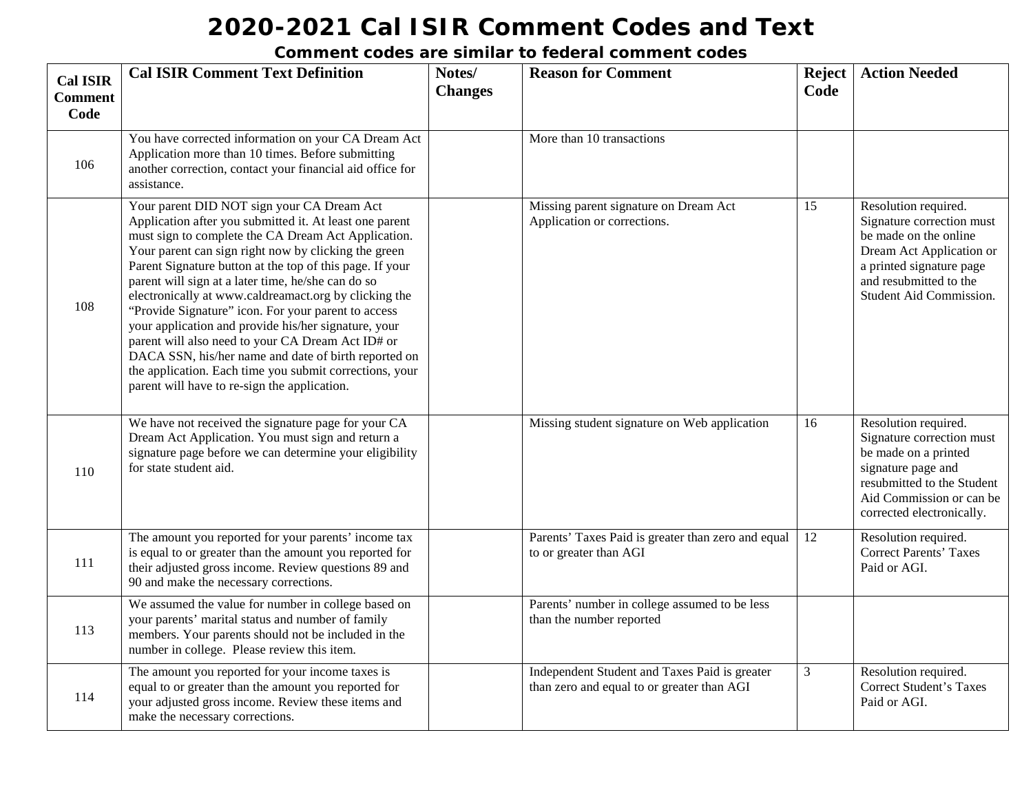# 2020-2021 Cal ISIR Comment Codes and Text

## Comment codes are similar to federal comment codes

| Cal ISIR Comment Code | Cal ISIR Comment Text Definition | Notes/ Changes | Reason for Comment | Reject Code | Action Needed |
|---|---|---|---|---|---|
| 106 | You have corrected information on your CA Dream Act Application more than 10 times. Before submitting another correction, contact your financial aid office for assistance. | | More than 10 transactions | | |
| 108 | Your parent DID NOT sign your CA Dream Act Application after you submitted it. At least one parent must sign to complete the CA Dream Act Application. Your parent can sign right now by clicking the green Parent Signature button at the top of this page. If your parent will sign at a later time, he/she can do so electronically at www.caldreamact.org by clicking the "Provide Signature" icon. For your parent to access your application and provide his/her signature, your parent will also need to your CA Dream Act ID# or DACA SSN, his/her name and date of birth reported on the application. Each time you submit corrections, your parent will have to re-sign the application. | | Missing parent signature on Dream Act Application or corrections. | 15 | Resolution required. Signature correction must be made on the online Dream Act Application or a printed signature page and resubmitted to the Student Aid Commission. |
| 110 | We have not received the signature page for your CA Dream Act Application. You must sign and return a signature page before we can determine your eligibility for state student aid. | | Missing student signature on Web application | 16 | Resolution required. Signature correction must be made on a printed signature page and resubmitted to the Student Aid Commission or can be corrected electronically. |
| 111 | The amount you reported for your parents' income tax is equal to or greater than the amount you reported for their adjusted gross income. Review questions 89 and 90 and make the necessary corrections. | | Parents' Taxes Paid is greater than zero and equal to or greater than AGI | 12 | Resolution required. Correct Parents' Taxes Paid or AGI. |
| 113 | We assumed the value for number in college based on your parents' marital status and number of family members. Your parents should not be included in the number in college. Please review this item. | | Parents' number in college assumed to be less than the number reported | | |
| 114 | The amount you reported for your income taxes is equal to or greater than the amount you reported for your adjusted gross income. Review these items and make the necessary corrections. | | Independent Student and Taxes Paid is greater than zero and equal to or greater than AGI | 3 | Resolution required. Correct Student's Taxes Paid or AGI. |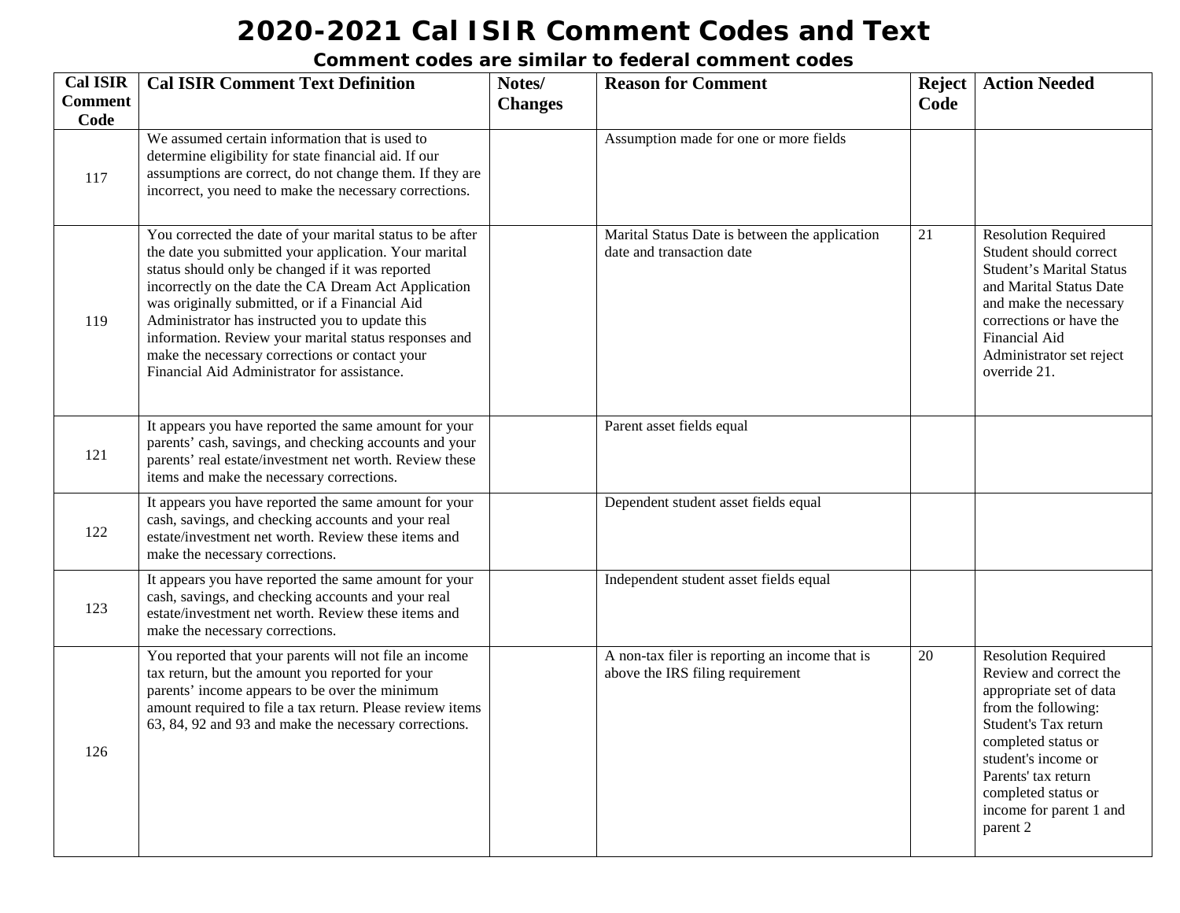# 2020-2021 Cal ISIR Comment Codes and Text

### Comment codes are similar to federal comment codes

| Cal ISIR Comment Code | Cal ISIR Comment Text Definition | Notes/ Changes | Reason for Comment | Reject Code | Action Needed |
|---|---|---|---|---|---|
| 117 | We assumed certain information that is used to determine eligibility for state financial aid. If our assumptions are correct, do not change them. If they are incorrect, you need to make the necessary corrections. | | Assumption made for one or more fields | | |
| 119 | You corrected the date of your marital status to be after the date you submitted your application. Your marital status should only be changed if it was reported incorrectly on the date the CA Dream Act Application was originally submitted, or if a Financial Aid Administrator has instructed you to update this information. Review your marital status responses and make the necessary corrections or contact your Financial Aid Administrator for assistance. | | Marital Status Date is between the application date and transaction date | 21 | Resolution Required Student should correct Student's Marital Status and Marital Status Date and make the necessary corrections or have the Financial Aid Administrator set reject override 21. |
| 121 | It appears you have reported the same amount for your parents' cash, savings, and checking accounts and your parents' real estate/investment net worth. Review these items and make the necessary corrections. | | Parent asset fields equal | | |
| 122 | It appears you have reported the same amount for your cash, savings, and checking accounts and your real estate/investment net worth. Review these items and make the necessary corrections. | | Dependent student asset fields equal | | |
| 123 | It appears you have reported the same amount for your cash, savings, and checking accounts and your real estate/investment net worth. Review these items and make the necessary corrections. | | Independent student asset fields equal | | |
| 126 | You reported that your parents will not file an income tax return, but the amount you reported for your parents' income appears to be over the minimum amount required to file a tax return. Please review items 63, 84, 92 and 93 and make the necessary corrections. | | A non-tax filer is reporting an income that is above the IRS filing requirement | 20 | Resolution Required Review and correct the appropriate set of data from the following: Student's Tax return completed status or student's income or Parents' tax return completed status or income for parent 1 and parent 2 |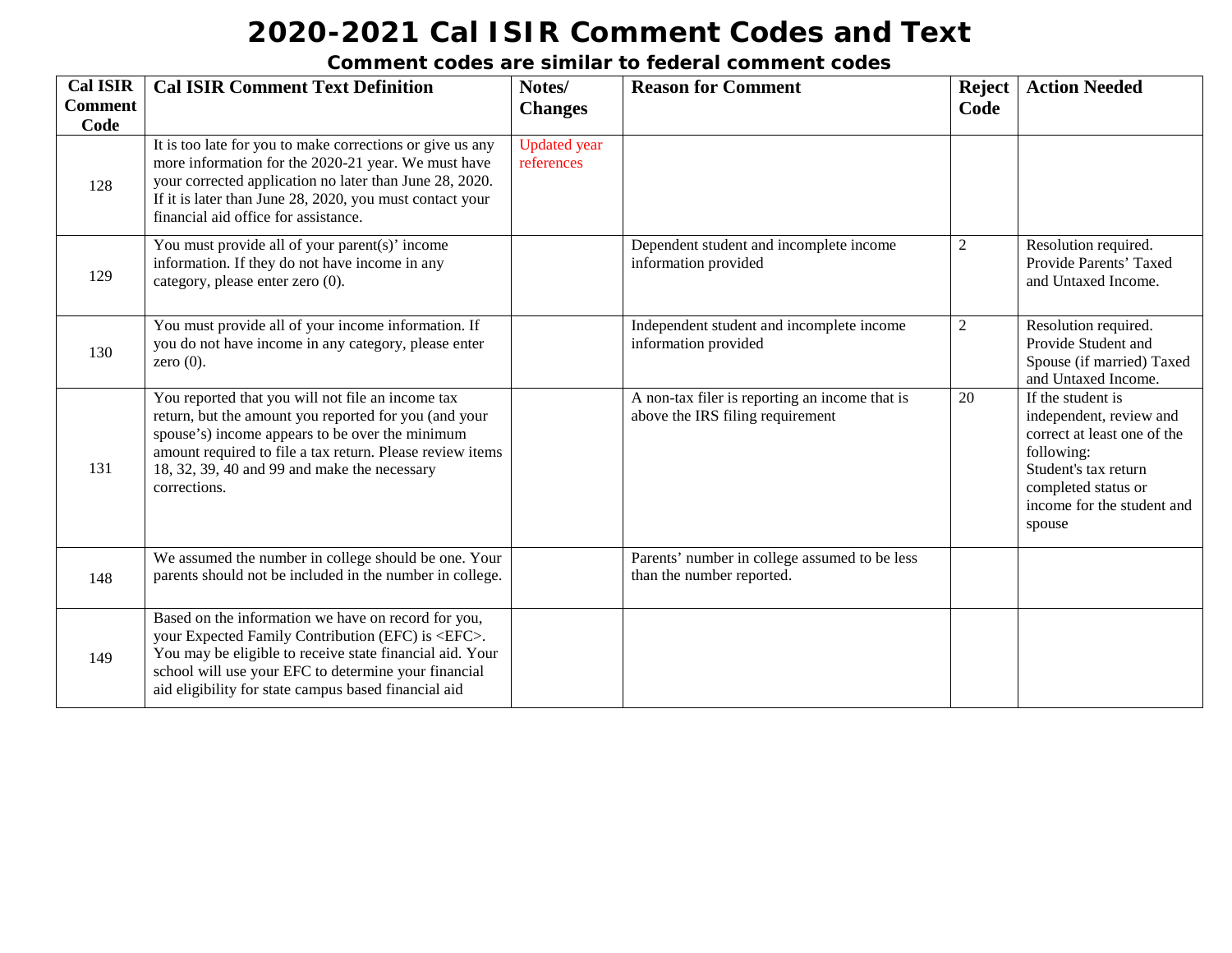# 2020-2021 Cal ISIR Comment Codes and Text

### Comment codes are similar to federal comment codes

| Cal ISIR Comment Code | Cal ISIR Comment Text Definition | Notes/ Changes | Reason for Comment | Reject Code | Action Needed |
|---|---|---|---|---|---|
| 128 | It is too late for you to make corrections or give us any more information for the 2020-21 year. We must have your corrected application no later than June 28, 2020. If it is later than June 28, 2020, you must contact your financial aid office for assistance. | Updated year references | | | |
| 129 | You must provide all of your parent(s)' income information. If they do not have income in any category, please enter zero (0). | | Dependent student and incomplete income information provided | 2 | Resolution required. Provide Parents' Taxed and Untaxed Income. |
| 130 | You must provide all of your income information. If you do not have income in any category, please enter zero (0). | | Independent student and incomplete income information provided | 2 | Resolution required. Provide Student and Spouse (if married) Taxed and Untaxed Income. |
| 131 | You reported that you will not file an income tax return, but the amount you reported for you (and your spouse's) income appears to be over the minimum amount required to file a tax return. Please review items 18, 32, 39, 40 and 99 and make the necessary corrections. | | A non-tax filer is reporting an income that is above the IRS filing requirement | 20 | If the student is independent, review and correct at least one of the following: Student's tax return completed status or income for the student and spouse |
| 148 | We assumed the number in college should be one. Your parents should not be included in the number in college. | | Parents' number in college assumed to be less than the number reported. | | |
| 149 | Based on the information we have on record for you, your Expected Family Contribution (EFC) is <EFC>. You may be eligible to receive state financial aid. Your school will use your EFC to determine your financial aid eligibility for state campus based financial aid | | | | |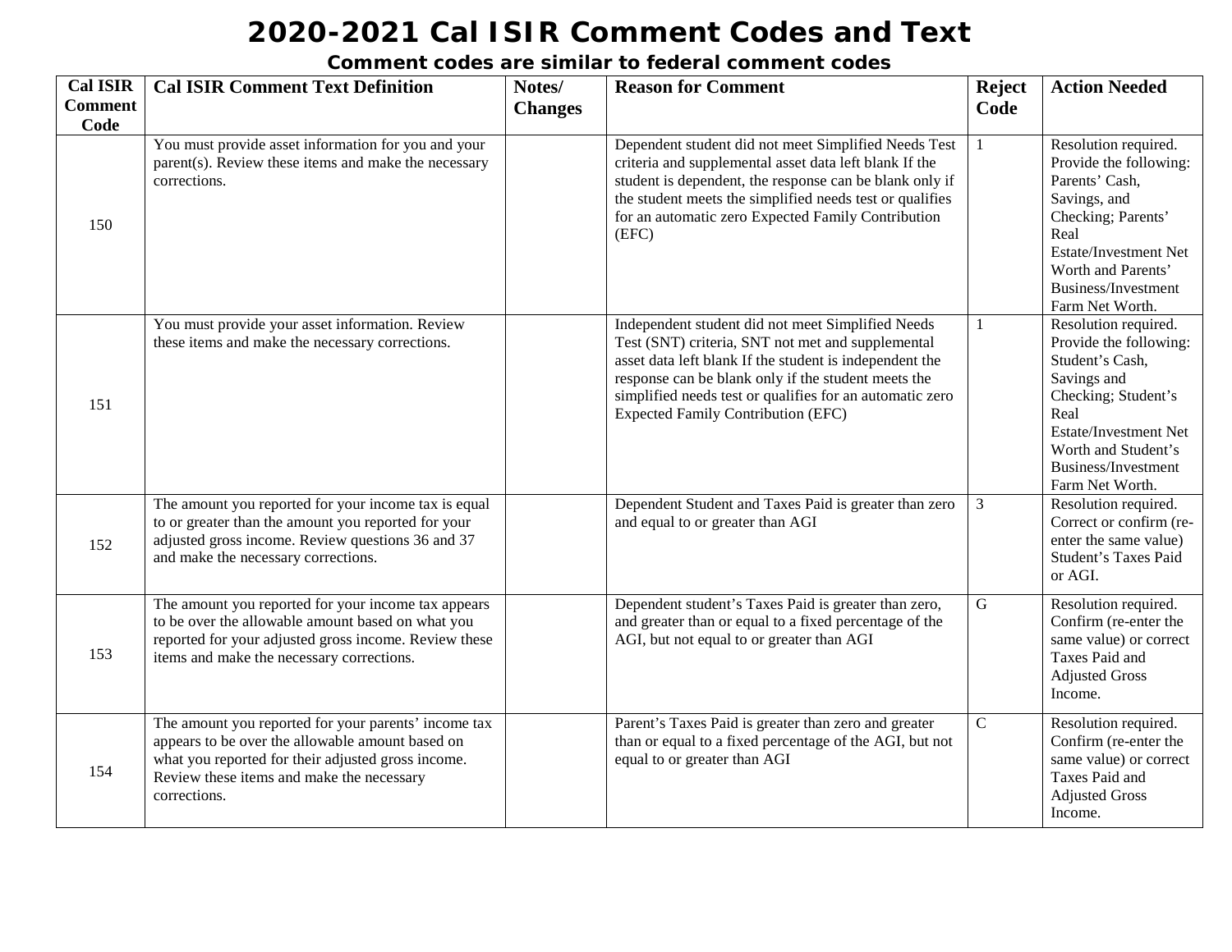# 2020-2021 Cal ISIR Comment Codes and Text

### Comment codes are similar to federal comment codes

| Cal ISIR Comment Code | Cal ISIR Comment Text Definition | Notes/ Changes | Reason for Comment | Reject Code | Action Needed |
|---|---|---|---|---|---|
| 150 | You must provide asset information for you and your parent(s). Review these items and make the necessary corrections. | | Dependent student did not meet Simplified Needs Test criteria and supplemental asset data left blank If the student is dependent, the response can be blank only if the student meets the simplified needs test or qualifies for an automatic zero Expected Family Contribution (EFC) | 1 | Resolution required. Provide the following: Parents' Cash, Savings, and Checking; Parents' Real Estate/Investment Net Worth and Parents' Business/Investment Farm Net Worth. |
| 151 | You must provide your asset information. Review these items and make the necessary corrections. | | Independent student did not meet Simplified Needs Test (SNT) criteria, SNT not met and supplemental asset data left blank If the student is independent the response can be blank only if the student meets the simplified needs test or qualifies for an automatic zero Expected Family Contribution (EFC) | 1 | Resolution required. Provide the following: Student's Cash, Savings and Checking; Student's Real Estate/Investment Net Worth and Student's Business/Investment Farm Net Worth. |
| 152 | The amount you reported for your income tax is equal to or greater than the amount you reported for your adjusted gross income. Review questions 36 and 37 and make the necessary corrections. | | Dependent Student and Taxes Paid is greater than zero and equal to or greater than AGI | 3 | Resolution required. Correct or confirm (re-enter the same value) Student's Taxes Paid or AGI. |
| 153 | The amount you reported for your income tax appears to be over the allowable amount based on what you reported for your adjusted gross income. Review these items and make the necessary corrections. | | Dependent student's Taxes Paid is greater than zero, and greater than or equal to a fixed percentage of the AGI, but not equal to or greater than AGI | G | Resolution required. Confirm (re-enter the same value) or correct Taxes Paid and Adjusted Gross Income. |
| 154 | The amount you reported for your parents' income tax appears to be over the allowable amount based on what you reported for their adjusted gross income. Review these items and make the necessary corrections. | | Parent's Taxes Paid is greater than zero and greater than or equal to a fixed percentage of the AGI, but not equal to or greater than AGI | C | Resolution required. Confirm (re-enter the same value) or correct Taxes Paid and Adjusted Gross Income. |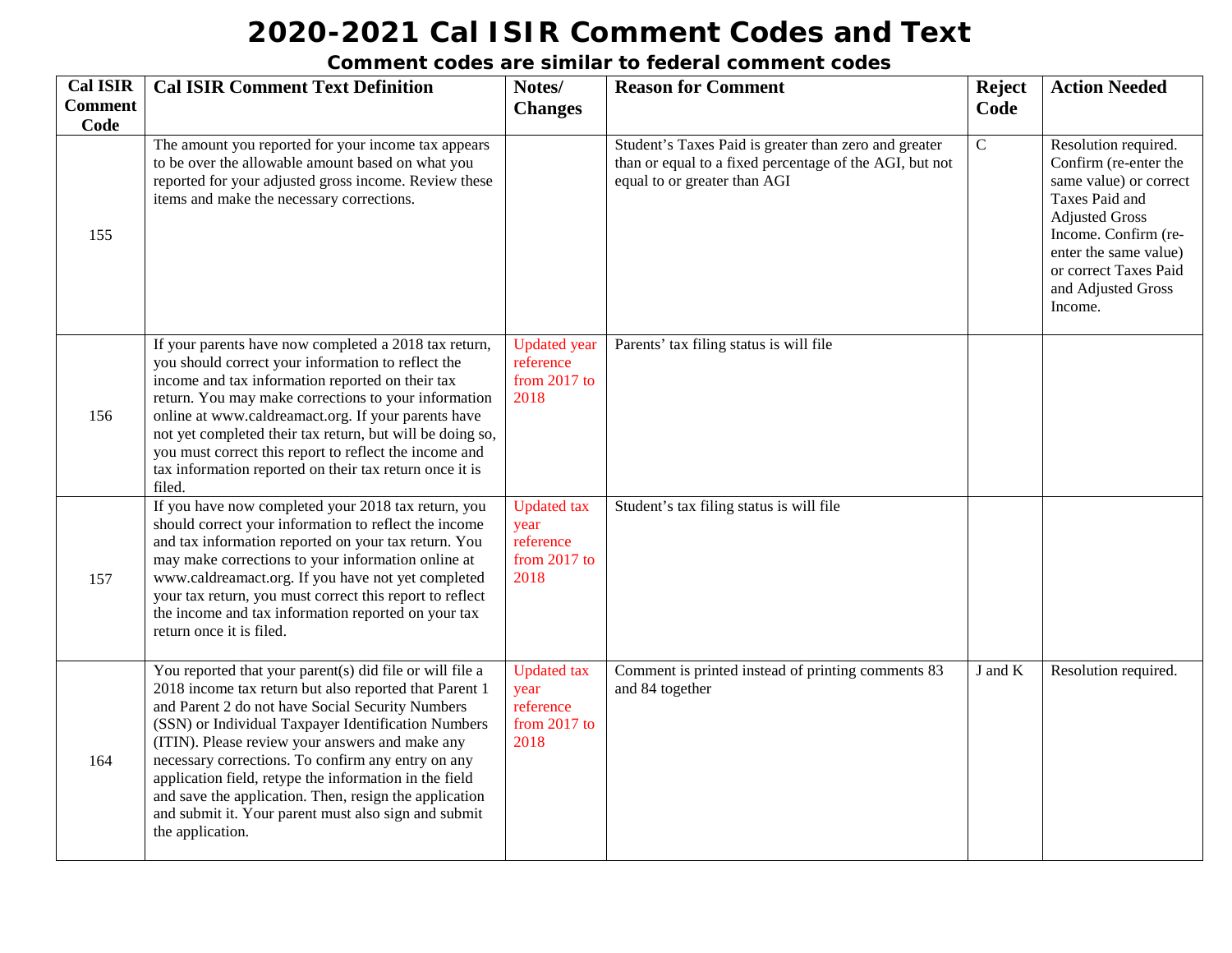# 2020-2021 Cal ISIR Comment Codes and Text

### Comment codes are similar to federal comment codes

| Cal ISIR Comment Code | Cal ISIR Comment Text Definition | Notes/ Changes | Reason for Comment | Reject Code | Action Needed |
|---|---|---|---|---|---|
| 155 | The amount you reported for your income tax appears to be over the allowable amount based on what you reported for your adjusted gross income. Review these items and make the necessary corrections. | | Student's Taxes Paid is greater than zero and greater than or equal to a fixed percentage of the AGI, but not equal to or greater than AGI | C | Resolution required. Confirm (re-enter the same value) or correct Taxes Paid and Adjusted Gross Income. Confirm (re-enter the same value) or correct Taxes Paid and Adjusted Gross Income. |
| 156 | If your parents have now completed a 2018 tax return, you should correct your information to reflect the income and tax information reported on their tax return. You may make corrections to your information online at www.caldreamact.org. If your parents have not yet completed their tax return, but will be doing so, you must correct this report to reflect the income and tax information reported on their tax return once it is filed. | Updated year reference from 2017 to 2018 | Parents' tax filing status is will file | | |
| 157 | If you have now completed your 2018 tax return, you should correct your information to reflect the income and tax information reported on your tax return. You may make corrections to your information online at www.caldreamact.org. If you have not yet completed your tax return, you must correct this report to reflect the income and tax information reported on your tax return once it is filed. | Updated tax year reference from 2017 to 2018 | Student's tax filing status is will file | | |
| 164 | You reported that your parent(s) did file or will file a 2018 income tax return but also reported that Parent 1 and Parent 2 do not have Social Security Numbers (SSN) or Individual Taxpayer Identification Numbers (ITIN). Please review your answers and make any necessary corrections. To confirm any entry on any application field, retype the information in the field and save the application. Then, resign the application and submit it. Your parent must also sign and submit the application. | Updated tax year reference from 2017 to 2018 | Comment is printed instead of printing comments 83 and 84 together | J and K | Resolution required. |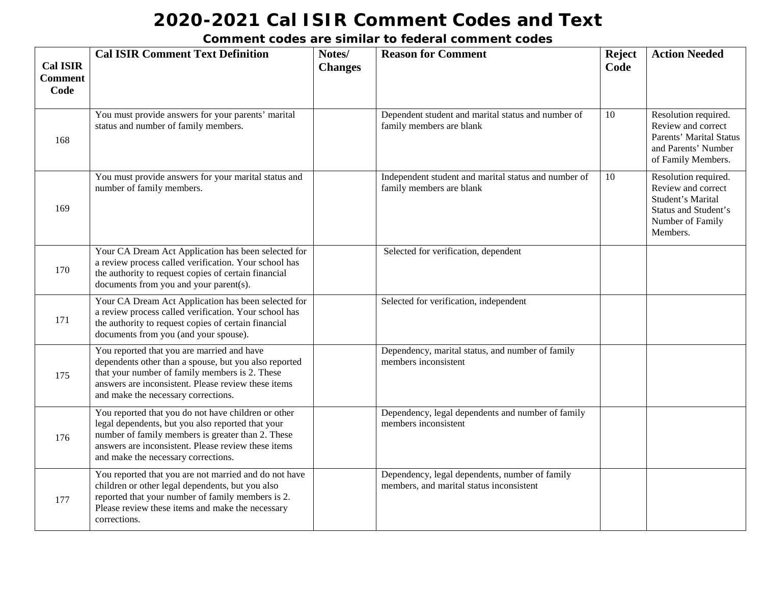# 2020-2021 Cal ISIR Comment Codes and Text

### Comment codes are similar to federal comment codes

| Cal ISIR Comment Code | Cal ISIR Comment Text Definition | Notes/ Changes | Reason for Comment | Reject Code | Action Needed |
|---|---|---|---|---|---|
| 168 | You must provide answers for your parents' marital status and number of family members. | | Dependent student and marital status and number of family members are blank | 10 | Resolution required. Review and correct Parents' Marital Status and Parents' Number of Family Members. |
| 169 | You must provide answers for your marital status and number of family members. | | Independent student and marital status and number of family members are blank | 10 | Resolution required. Review and correct Student's Marital Status and Student's Number of Family Members. |
| 170 | Your CA Dream Act Application has been selected for a review process called verification. Your school has the authority to request copies of certain financial documents from you and your parent(s). | | Selected for verification, dependent | | |
| 171 | Your CA Dream Act Application has been selected for a review process called verification. Your school has the authority to request copies of certain financial documents from you (and your spouse). | | Selected for verification, independent | | |
| 175 | You reported that you are married and have dependents other than a spouse, but you also reported that your number of family members is 2. These answers are inconsistent. Please review these items and make the necessary corrections. | | Dependency, marital status, and number of family members inconsistent | | |
| 176 | You reported that you do not have children or other legal dependents, but you also reported that your number of family members is greater than 2. These answers are inconsistent. Please review these items and make the necessary corrections. | | Dependency, legal dependents and number of family members inconsistent | | |
| 177 | You reported that you are not married and do not have children or other legal dependents, but you also reported that your number of family members is 2. Please review these items and make the necessary corrections. | | Dependency, legal dependents, number of family members, and marital status inconsistent | | |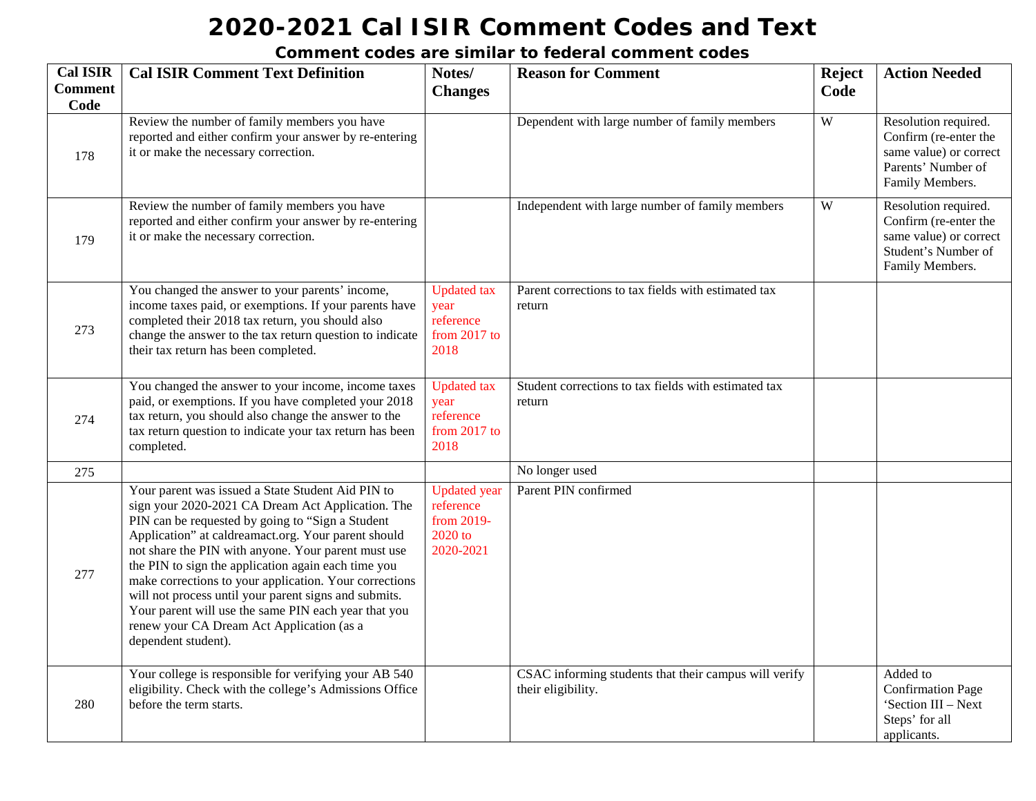# 2020-2021 Cal ISIR Comment Codes and Text

## Comment codes are similar to federal comment codes

| Cal ISIR Comment Code | Cal ISIR Comment Text Definition | Notes/ Changes | Reason for Comment | Reject Code | Action Needed |
|---|---|---|---|---|---|
| 178 | Review the number of family members you have reported and either confirm your answer by re-entering it or make the necessary correction. | | Dependent with large number of family members | W | Resolution required. Confirm (re-enter the same value) or correct Parents' Number of Family Members. |
| 179 | Review the number of family members you have reported and either confirm your answer by re-entering it or make the necessary correction. | | Independent with large number of family members | W | Resolution required. Confirm (re-enter the same value) or correct Student's Number of Family Members. |
| 273 | You changed the answer to your parents' income, income taxes paid, or exemptions. If your parents have completed their 2018 tax return, you should also change the answer to the tax return question to indicate their tax return has been completed. | Updated tax year reference from 2017 to 2018 | Parent corrections to tax fields with estimated tax return | | |
| 274 | You changed the answer to your income, income taxes paid, or exemptions. If you have completed your 2018 tax return, you should also change the answer to the tax return question to indicate your tax return has been completed. | Updated tax year reference from 2017 to 2018 | Student corrections to tax fields with estimated tax return | | |
| 275 | | | No longer used | | |
| 277 | Your parent was issued a State Student Aid PIN to sign your 2020-2021 CA Dream Act Application. The PIN can be requested by going to "Sign a Student Application" at caldreamact.org. Your parent should not share the PIN with anyone. Your parent must use the PIN to sign the application again each time you make corrections to your application. Your corrections will not process until your parent signs and submits. Your parent will use the same PIN each year that you renew your CA Dream Act Application (as a dependent student). | Updated year reference from 2019-2020 to 2020-2021 | Parent PIN confirmed | | |
| 280 | Your college is responsible for verifying your AB 540 eligibility. Check with the college's Admissions Office before the term starts. | | CSAC informing students that their campus will verify their eligibility. | | Added to Confirmation Page 'Section III – Next Steps' for all applicants. |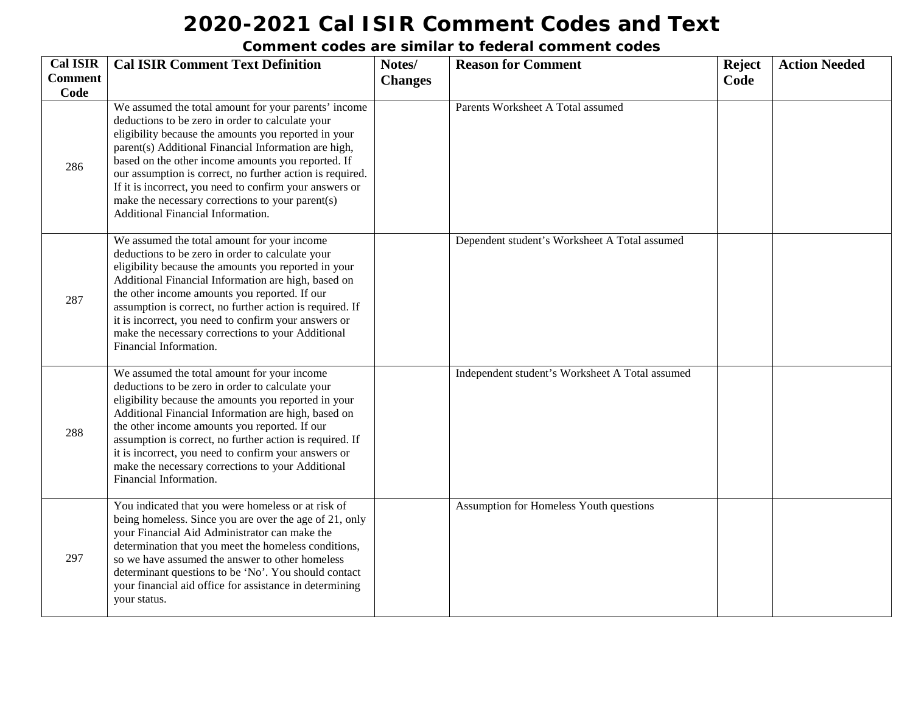# 2020-2021 Cal ISIR Comment Codes and Text

**Comment codes are similar to federal comment codes**

| Cal ISIR Comment Code | Cal ISIR Comment Text Definition | Notes/ Changes | Reason for Comment | Reject Code | Action Needed |
|---|---|---|---|---|---|
| 286 | We assumed the total amount for your parents' income deductions to be zero in order to calculate your eligibility because the amounts you reported in your parent(s) Additional Financial Information are high, based on the other income amounts you reported. If our assumption is correct, no further action is required. If it is incorrect, you need to confirm your answers or make the necessary corrections to your parent(s) Additional Financial Information. | | Parents Worksheet A Total assumed | | |
| 287 | We assumed the total amount for your income deductions to be zero in order to calculate your eligibility because the amounts you reported in your Additional Financial Information are high, based on the other income amounts you reported. If our assumption is correct, no further action is required. If it is incorrect, you need to confirm your answers or make the necessary corrections to your Additional Financial Information. | | Dependent student's Worksheet A Total assumed | | |
| 288 | We assumed the total amount for your income deductions to be zero in order to calculate your eligibility because the amounts you reported in your Additional Financial Information are high, based on the other income amounts you reported. If our assumption is correct, no further action is required. If it is incorrect, you need to confirm your answers or make the necessary corrections to your Additional Financial Information. | | Independent student's Worksheet A Total assumed | | |
| 297 | You indicated that you were homeless or at risk of being homeless. Since you are over the age of 21, only your Financial Aid Administrator can make the determination that you meet the homeless conditions, so we have assumed the answer to other homeless determinant questions to be 'No'. You should contact your financial aid office for assistance in determining your status. | | Assumption for Homeless Youth questions | | |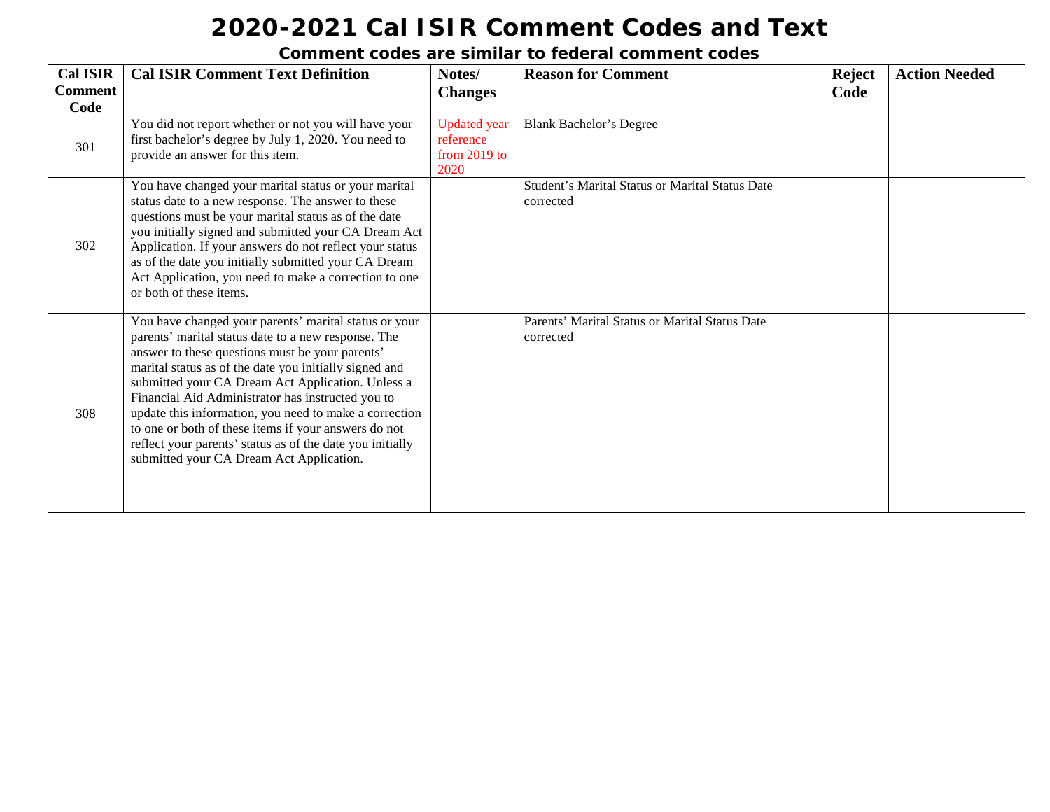# 2020-2021 Cal ISIR Comment Codes and Text

### Comment codes are similar to federal comment codes

| Cal ISIR Comment Code | Cal ISIR Comment Text Definition | Notes/ Changes | Reason for Comment | Reject Code | Action Needed |
|---|---|---|---|---|---|
| 301 | You did not report whether or not you will have your first bachelor's degree by July 1, 2020. You need to provide an answer for this item. | Updated year reference from 2019 to 2020 | Blank Bachelor's Degree | | |
| 302 | You have changed your marital status or your marital status date to a new response. The answer to these questions must be your marital status as of the date you initially signed and submitted your CA Dream Act Application. If your answers do not reflect your status as of the date you initially submitted your CA Dream Act Application, you need to make a correction to one or both of these items. | | Student's Marital Status or Marital Status Date corrected | | |
| 308 | You have changed your parents' marital status or your parents' marital status date to a new response. The answer to these questions must be your parents' marital status as of the date you initially signed and submitted your CA Dream Act Application. Unless a Financial Aid Administrator has instructed you to update this information, you need to make a correction to one or both of these items if your answers do not reflect your parents' status as of the date you initially submitted your CA Dream Act Application. | | Parents' Marital Status or Marital Status Date corrected | | |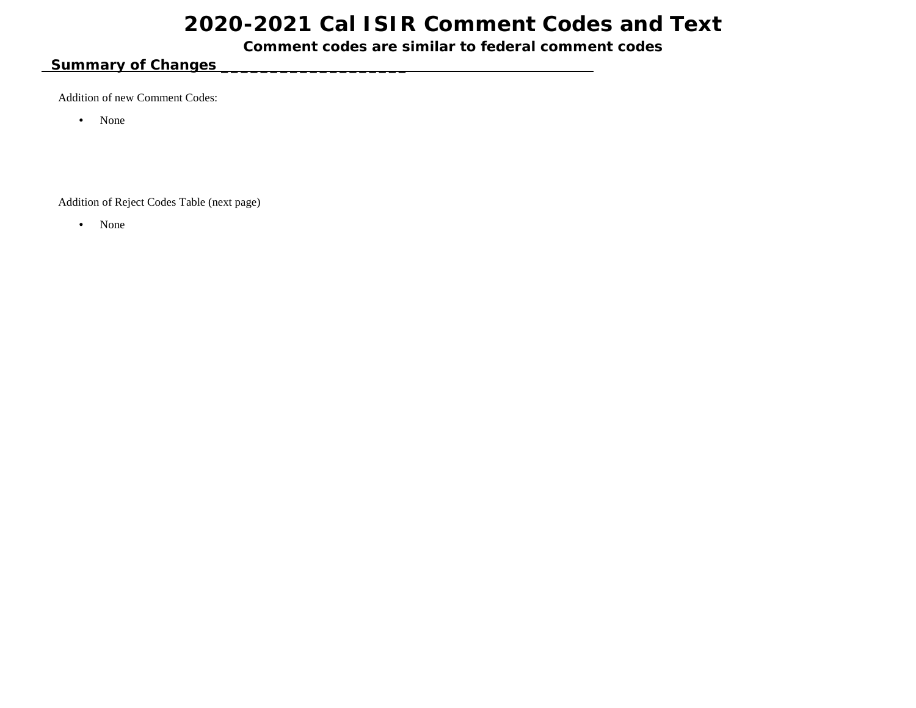# 2020-2021 Cal ISIR Comment Codes and Text

**Comment codes are similar to federal comment codes**

## Summary of Changes

Addition of new Comment Codes:

- None

Addition of Reject Codes Table (next page)

- None